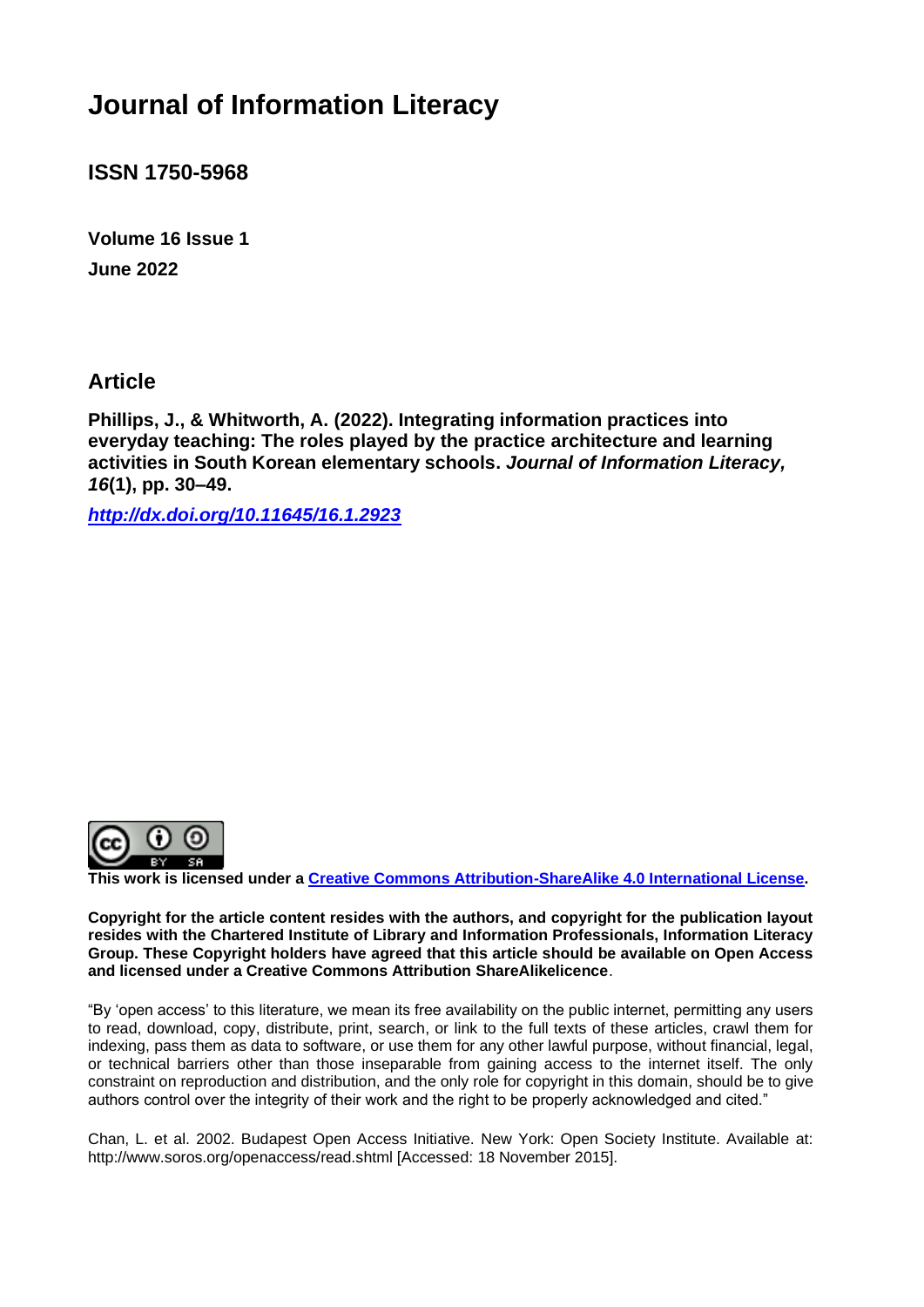# Journal of Information Literacy

**ISSN 1750-5968**

**Volume 16 Issue 1**

**June 2022**

## Article

**Phillips, J., & Whitworth, A. (2022). Integrating information practices into everyday teaching: The roles played by the practice architecture and learning activities in South Korean elementary schools. *Journal of Information Literacy, 16*(1), pp. 30–49.**

***http://dx.doi.org/10.11645/16.1.2923***

**This work is licensed under a Creative Commons Attribution-ShareAlike 4.0 International License.**

**Copyright for the article content resides with the authors, and copyright for the publication layout resides with the Chartered Institute of Library and Information Professionals, Information Literacy Group. These Copyright holders have agreed that this article should be available on Open Access and licensed under a Creative Commons Attribution ShareAlikelicence**.

"By 'open access' to this literature, we mean its free availability on the public internet, permitting any users to read, download, copy, distribute, print, search, or link to the full texts of these articles, crawl them for indexing, pass them as data to software, or use them for any other lawful purpose, without financial, legal, or technical barriers other than those inseparable from gaining access to the internet itself. The only constraint on reproduction and distribution, and the only role for copyright in this domain, should be to give authors control over the integrity of their work and the right to be properly acknowledged and cited."

Chan, L. et al. 2002. Budapest Open Access Initiative. New York: Open Society Institute. Available at: http://www.soros.org/openaccess/read.shtml [Accessed: 18 November 2015].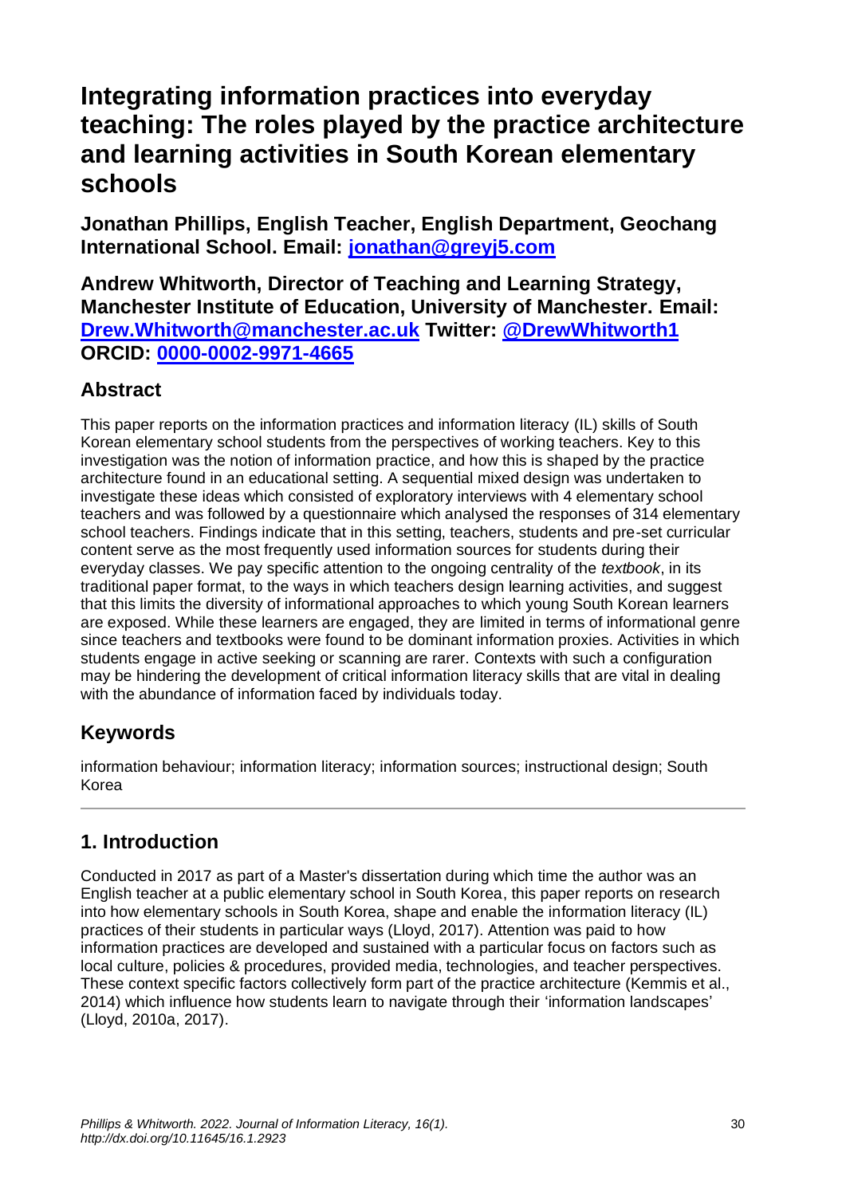# Integrating information practices into everyday teaching: The roles played by the practice architecture and learning activities in South Korean elementary schools

**Jonathan Phillips, English Teacher, English Department, Geochang International School. Email: [jonathan@greyj5.com](mailto:jonathan@greyj5.com)**

**Andrew Whitworth, Director of Teaching and Learning Strategy, Manchester Institute of Education, University of Manchester. Email: [Drew.Whitworth@manchester.ac.uk](mailto:Drew.Whitworth@manchester.ac.uk) Twitter: [@DrewWhitworth1](https://twitter.com/DrewWhitworth1) ORCID: [0000-0002-9971-4665](https://orcid.org/0000-0002-9971-4665)**

## Abstract

This paper reports on the information practices and information literacy (IL) skills of South Korean elementary school students from the perspectives of working teachers. Key to this investigation was the notion of information practice, and how this is shaped by the practice architecture found in an educational setting. A sequential mixed design was undertaken to investigate these ideas which consisted of exploratory interviews with 4 elementary school teachers and was followed by a questionnaire which analysed the responses of 314 elementary school teachers. Findings indicate that in this setting, teachers, students and pre-set curricular content serve as the most frequently used information sources for students during their everyday classes. We pay specific attention to the ongoing centrality of the *textbook*, in its traditional paper format, to the ways in which teachers design learning activities, and suggest that this limits the diversity of informational approaches to which young South Korean learners are exposed. While these learners are engaged, they are limited in terms of informational genre since teachers and textbooks were found to be dominant information proxies. Activities in which students engage in active seeking or scanning are rarer. Contexts with such a configuration may be hindering the development of critical information literacy skills that are vital in dealing with the abundance of information faced by individuals today.

## Keywords

information behaviour; information literacy; information sources; instructional design; South Korea

---

## 1. Introduction

Conducted in 2017 as part of a Master's dissertation during which time the author was an English teacher at a public elementary school in South Korea, this paper reports on research into how elementary schools in South Korea, shape and enable the information literacy (IL) practices of their students in particular ways (Lloyd, 2017). Attention was paid to how information practices are developed and sustained with a particular focus on factors such as local culture, policies & procedures, provided media, technologies, and teacher perspectives. These context specific factors collectively form part of the practice architecture (Kemmis et al., 2014) which influence how students learn to navigate through their 'information landscapes' (Lloyd, 2010a, 2017).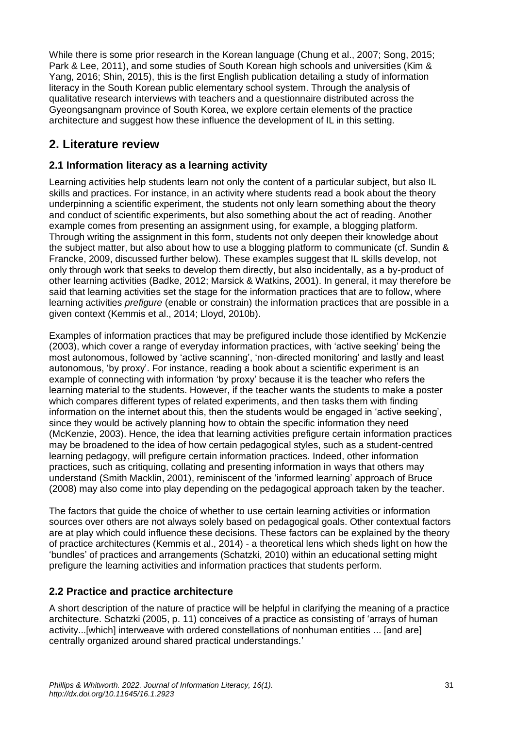While there is some prior research in the Korean language (Chung et al., 2007; Song, 2015; Park & Lee, 2011), and some studies of South Korean high schools and universities (Kim & Yang, 2016; Shin, 2015), this is the first English publication detailing a study of information literacy in the South Korean public elementary school system. Through the analysis of qualitative research interviews with teachers and a questionnaire distributed across the Gyeongsangnam province of South Korea, we explore certain elements of the practice architecture and suggest how these influence the development of IL in this setting.

## 2. Literature review

### 2.1 Information literacy as a learning activity

Learning activities help students learn not only the content of a particular subject, but also IL skills and practices. For instance, in an activity where students read a book about the theory underpinning a scientific experiment, the students not only learn something about the theory and conduct of scientific experiments, but also something about the act of reading. Another example comes from presenting an assignment using, for example, a blogging platform. Through writing the assignment in this form, students not only deepen their knowledge about the subject matter, but also about how to use a blogging platform to communicate (cf. Sundin & Francke, 2009, discussed further below). These examples suggest that IL skills develop, not only through work that seeks to develop them directly, but also incidentally, as a by-product of other learning activities (Badke, 2012; Marsick & Watkins, 2001). In general, it may therefore be said that learning activities set the stage for the information practices that are to follow, where learning activities *prefigure* (enable or constrain) the information practices that are possible in a given context (Kemmis et al., 2014; Lloyd, 2010b).

Examples of information practices that may be prefigured include those identified by McKenzie (2003), which cover a range of everyday information practices, with 'active seeking' being the most autonomous, followed by 'active scanning', 'non-directed monitoring' and lastly and least autonomous, 'by proxy'. For instance, reading a book about a scientific experiment is an example of connecting with information 'by proxy' because it is the teacher who refers the learning material to the students. However, if the teacher wants the students to make a poster which compares different types of related experiments, and then tasks them with finding information on the internet about this, then the students would be engaged in 'active seeking', since they would be actively planning how to obtain the specific information they need (McKenzie, 2003). Hence, the idea that learning activities prefigure certain information practices may be broadened to the idea of how certain pedagogical styles, such as a student-centred learning pedagogy, will prefigure certain information practices. Indeed, other information practices, such as critiquing, collating and presenting information in ways that others may understand (Smith Macklin, 2001), reminiscent of the 'informed learning' approach of Bruce (2008) may also come into play depending on the pedagogical approach taken by the teacher.

The factors that guide the choice of whether to use certain learning activities or information sources over others are not always solely based on pedagogical goals. Other contextual factors are at play which could influence these decisions. These factors can be explained by the theory of practice architectures (Kemmis et al., 2014) - a theoretical lens which sheds light on how the 'bundles' of practices and arrangements (Schatzki, 2010) within an educational setting might prefigure the learning activities and information practices that students perform.

### 2.2 Practice and practice architecture

A short description of the nature of practice will be helpful in clarifying the meaning of a practice architecture. Schatzki (2005, p. 11) conceives of a practice as consisting of 'arrays of human activity...[which] interweave with ordered constellations of nonhuman entities ... [and are] centrally organized around shared practical understandings.'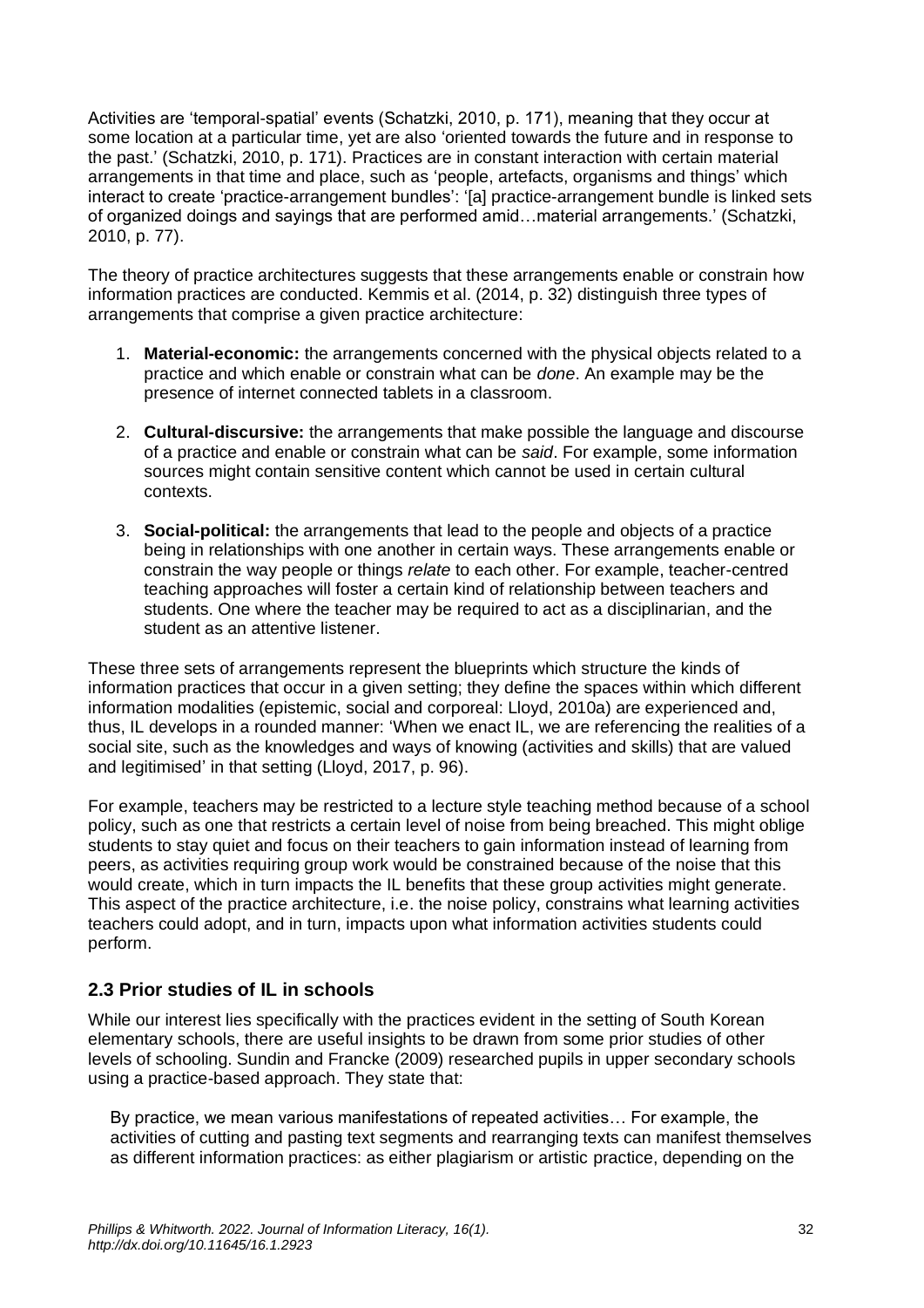Activities are 'temporal-spatial' events (Schatzki, 2010, p. 171), meaning that they occur at some location at a particular time, yet are also 'oriented towards the future and in response to the past.' (Schatzki, 2010, p. 171). Practices are in constant interaction with certain material arrangements in that time and place, such as 'people, artefacts, organisms and things' which interact to create 'practice-arrangement bundles': '[a] practice-arrangement bundle is linked sets of organized doings and sayings that are performed amid…material arrangements.' (Schatzki, 2010, p. 77).

The theory of practice architectures suggests that these arrangements enable or constrain how information practices are conducted. Kemmis et al. (2014, p. 32) distinguish three types of arrangements that comprise a given practice architecture:

1. **Material-economic:** the arrangements concerned with the physical objects related to a practice and which enable or constrain what can be *done*. An example may be the presence of internet connected tablets in a classroom.
2. **Cultural-discursive:** the arrangements that make possible the language and discourse of a practice and enable or constrain what can be *said*. For example, some information sources might contain sensitive content which cannot be used in certain cultural contexts.
3. **Social-political:** the arrangements that lead to the people and objects of a practice being in relationships with one another in certain ways. These arrangements enable or constrain the way people or things *relate* to each other. For example, teacher-centred teaching approaches will foster a certain kind of relationship between teachers and students. One where the teacher may be required to act as a disciplinarian, and the student as an attentive listener.

These three sets of arrangements represent the blueprints which structure the kinds of information practices that occur in a given setting; they define the spaces within which different information modalities (epistemic, social and corporeal: Lloyd, 2010a) are experienced and, thus, IL develops in a rounded manner: 'When we enact IL, we are referencing the realities of a social site, such as the knowledges and ways of knowing (activities and skills) that are valued and legitimised' in that setting (Lloyd, 2017, p. 96).

For example, teachers may be restricted to a lecture style teaching method because of a school policy, such as one that restricts a certain level of noise from being breached. This might oblige students to stay quiet and focus on their teachers to gain information instead of learning from peers, as activities requiring group work would be constrained because of the noise that this would create, which in turn impacts the IL benefits that these group activities might generate. This aspect of the practice architecture, i.e. the noise policy, constrains what learning activities teachers could adopt, and in turn, impacts upon what information activities students could perform.

## 2.3 Prior studies of IL in schools

While our interest lies specifically with the practices evident in the setting of South Korean elementary schools, there are useful insights to be drawn from some prior studies of other levels of schooling. Sundin and Francke (2009) researched pupils in upper secondary schools using a practice-based approach. They state that:

> By practice, we mean various manifestations of repeated activities… For example, the activities of cutting and pasting text segments and rearranging texts can manifest themselves as different information practices: as either plagiarism or artistic practice, depending on the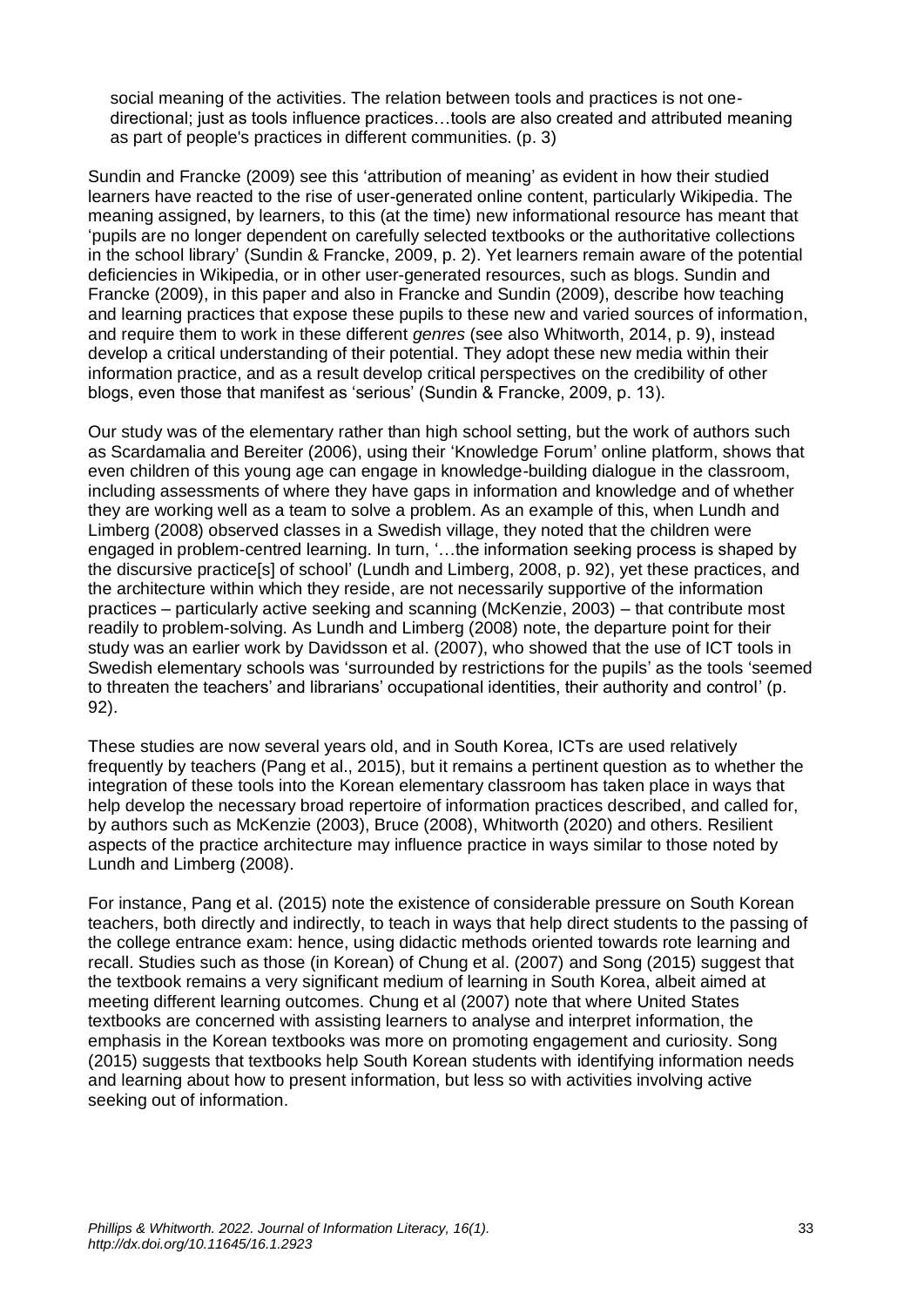> social meaning of the activities. The relation between tools and practices is not one-directional; just as tools influence practices…tools are also created and attributed meaning as part of people's practices in different communities. (p. 3)

Sundin and Francke (2009) see this 'attribution of meaning' as evident in how their studied learners have reacted to the rise of user-generated online content, particularly Wikipedia. The meaning assigned, by learners, to this (at the time) new informational resource has meant that 'pupils are no longer dependent on carefully selected textbooks or the authoritative collections in the school library' (Sundin & Francke, 2009, p. 2). Yet learners remain aware of the potential deficiencies in Wikipedia, or in other user-generated resources, such as blogs. Sundin and Francke (2009), in this paper and also in Francke and Sundin (2009), describe how teaching and learning practices that expose these pupils to these new and varied sources of information, and require them to work in these different *genres* (see also Whitworth, 2014, p. 9), instead develop a critical understanding of their potential. They adopt these new media within their information practice, and as a result develop critical perspectives on the credibility of other blogs, even those that manifest as 'serious' (Sundin & Francke, 2009, p. 13).

Our study was of the elementary rather than high school setting, but the work of authors such as Scardamalia and Bereiter (2006), using their 'Knowledge Forum' online platform, shows that even children of this young age can engage in knowledge-building dialogue in the classroom, including assessments of where they have gaps in information and knowledge and of whether they are working well as a team to solve a problem. As an example of this, when Lundh and Limberg (2008) observed classes in a Swedish village, they noted that the children were engaged in problem-centred learning. In turn, '…the information seeking process is shaped by the discursive practice[s] of school' (Lundh and Limberg, 2008, p. 92), yet these practices, and the architecture within which they reside, are not necessarily supportive of the information practices – particularly active seeking and scanning (McKenzie, 2003) – that contribute most readily to problem-solving. As Lundh and Limberg (2008) note, the departure point for their study was an earlier work by Davidsson et al. (2007), who showed that the use of ICT tools in Swedish elementary schools was 'surrounded by restrictions for the pupils' as the tools 'seemed to threaten the teachers' and librarians' occupational identities, their authority and control' (p. 92).

These studies are now several years old, and in South Korea, ICTs are used relatively frequently by teachers (Pang et al., 2015), but it remains a pertinent question as to whether the integration of these tools into the Korean elementary classroom has taken place in ways that help develop the necessary broad repertoire of information practices described, and called for, by authors such as McKenzie (2003), Bruce (2008), Whitworth (2020) and others. Resilient aspects of the practice architecture may influence practice in ways similar to those noted by Lundh and Limberg (2008).

For instance, Pang et al. (2015) note the existence of considerable pressure on South Korean teachers, both directly and indirectly, to teach in ways that help direct students to the passing of the college entrance exam: hence, using didactic methods oriented towards rote learning and recall. Studies such as those (in Korean) of Chung et al. (2007) and Song (2015) suggest that the textbook remains a very significant medium of learning in South Korea, albeit aimed at meeting different learning outcomes. Chung et al (2007) note that where United States textbooks are concerned with assisting learners to analyse and interpret information, the emphasis in the Korean textbooks was more on promoting engagement and curiosity. Song (2015) suggests that textbooks help South Korean students with identifying information needs and learning about how to present information, but less so with activities involving active seeking out of information.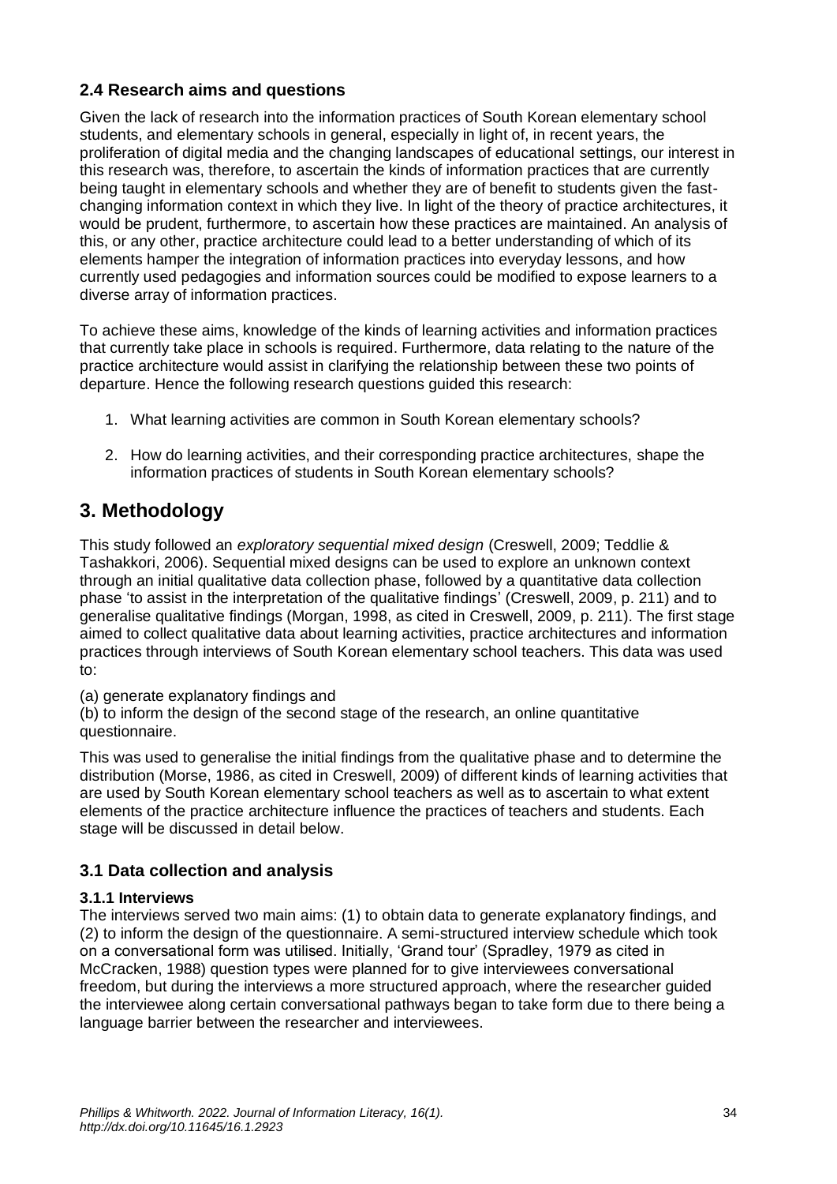### 2.4 Research aims and questions

Given the lack of research into the information practices of South Korean elementary school students, and elementary schools in general, especially in light of, in recent years, the proliferation of digital media and the changing landscapes of educational settings, our interest in this research was, therefore, to ascertain the kinds of information practices that are currently being taught in elementary schools and whether they are of benefit to students given the fast-changing information context in which they live. In light of the theory of practice architectures, it would be prudent, furthermore, to ascertain how these practices are maintained. An analysis of this, or any other, practice architecture could lead to a better understanding of which of its elements hamper the integration of information practices into everyday lessons, and how currently used pedagogies and information sources could be modified to expose learners to a diverse array of information practices.

To achieve these aims, knowledge of the kinds of learning activities and information practices that currently take place in schools is required. Furthermore, data relating to the nature of the practice architecture would assist in clarifying the relationship between these two points of departure. Hence the following research questions guided this research:

1. What learning activities are common in South Korean elementary schools?

2. How do learning activities, and their corresponding practice architectures, shape the information practices of students in South Korean elementary schools?

## 3. Methodology

This study followed an *exploratory sequential mixed design* (Creswell, 2009; Teddlie & Tashakkori, 2006). Sequential mixed designs can be used to explore an unknown context through an initial qualitative data collection phase, followed by a quantitative data collection phase 'to assist in the interpretation of the qualitative findings' (Creswell, 2009, p. 211) and to generalise qualitative findings (Morgan, 1998, as cited in Creswell, 2009, p. 211). The first stage aimed to collect qualitative data about learning activities, practice architectures and information practices through interviews of South Korean elementary school teachers. This data was used to:

(a) generate explanatory findings and
(b) to inform the design of the second stage of the research, an online quantitative questionnaire.

This was used to generalise the initial findings from the qualitative phase and to determine the distribution (Morse, 1986, as cited in Creswell, 2009) of different kinds of learning activities that are used by South Korean elementary school teachers as well as to ascertain to what extent elements of the practice architecture influence the practices of teachers and students. Each stage will be discussed in detail below.

### 3.1 Data collection and analysis

#### 3.1.1 Interviews

The interviews served two main aims: (1) to obtain data to generate explanatory findings, and (2) to inform the design of the questionnaire. A semi-structured interview schedule which took on a conversational form was utilised. Initially, 'Grand tour' (Spradley, 1979 as cited in McCracken, 1988) question types were planned for to give interviewees conversational freedom, but during the interviews a more structured approach, where the researcher guided the interviewee along certain conversational pathways began to take form due to there being a language barrier between the researcher and interviewees.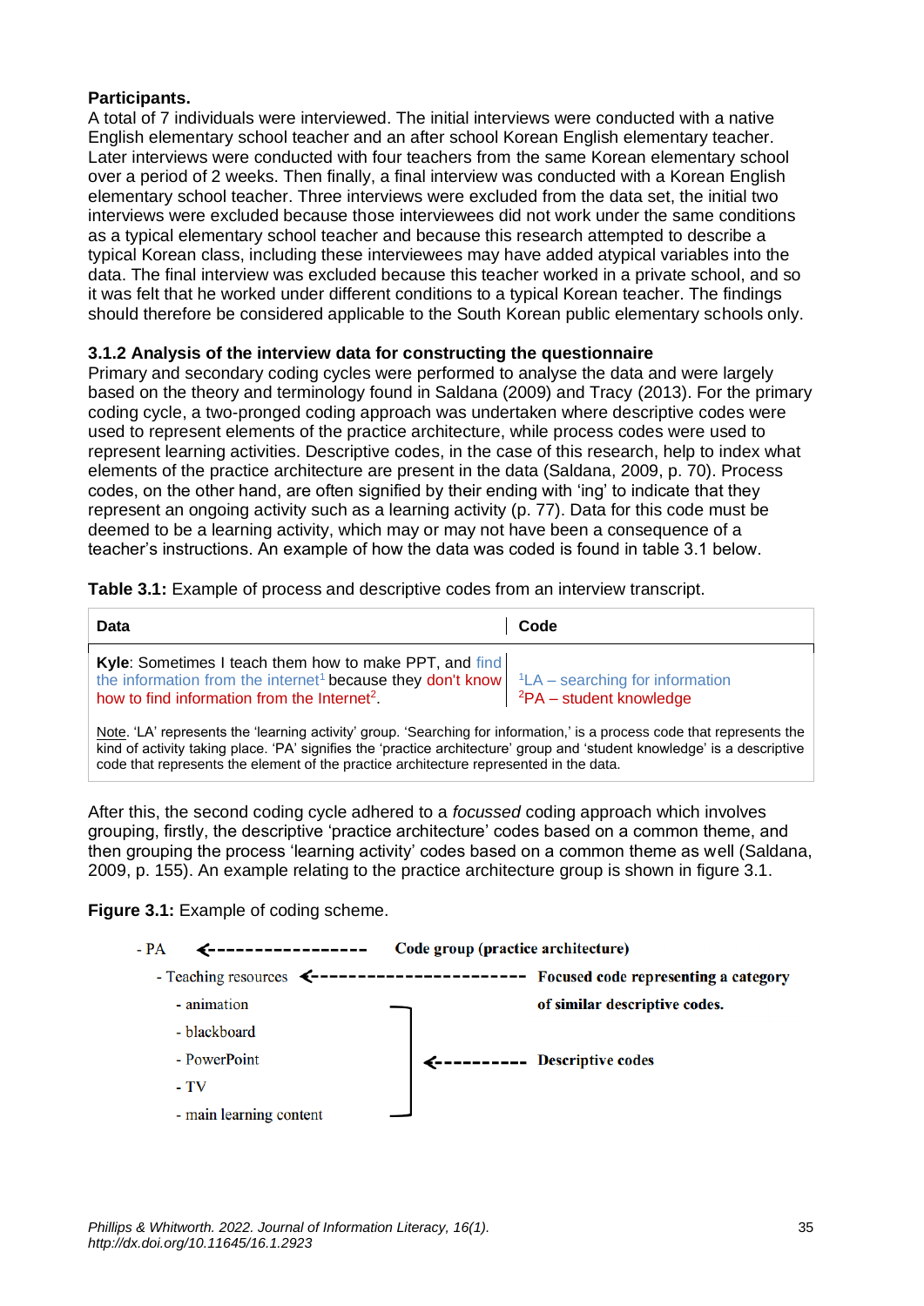**Participants.**

A total of 7 individuals were interviewed. The initial interviews were conducted with a native English elementary school teacher and an after school Korean English elementary teacher. Later interviews were conducted with four teachers from the same Korean elementary school over a period of 2 weeks. Then finally, a final interview was conducted with a Korean English elementary school teacher. Three interviews were excluded from the data set, the initial two interviews were excluded because those interviewees did not work under the same conditions as a typical elementary school teacher and because this research attempted to describe a typical Korean class, including these interviewees may have added atypical variables into the data. The final interview was excluded because this teacher worked in a private school, and so it was felt that he worked under different conditions to a typical Korean teacher. The findings should therefore be considered applicable to the South Korean public elementary schools only.

### 3.1.2 Analysis of the interview data for constructing the questionnaire

Primary and secondary coding cycles were performed to analyse the data and were largely based on the theory and terminology found in Saldana (2009) and Tracy (2013). For the primary coding cycle, a two-pronged coding approach was undertaken where descriptive codes were used to represent elements of the practice architecture, while process codes were used to represent learning activities. Descriptive codes, in the case of this research, help to index what elements of the practice architecture are present in the data (Saldana, 2009, p. 70). Process codes, on the other hand, are often signified by their ending with 'ing' to indicate that they represent an ongoing activity such as a learning activity (p. 77). Data for this code must be deemed to be a learning activity, which may or may not have been a consequence of a teacher's instructions. An example of how the data was coded is found in table 3.1 below.

**Table 3.1:** Example of process and descriptive codes from an interview transcript.

| Data | Code |
|---|---|
| **Kyle**: Sometimes I teach them how to make PPT, and find the information from the internet[1] because they don't know how to find information from the Internet[2]. | [1]LA – searching for information<br>[2]PA – student knowledge |

Note. 'LA' represents the 'learning activity' group. 'Searching for information,' is a process code that represents the kind of activity taking place. 'PA' signifies the 'practice architecture' group and 'student knowledge' is a descriptive code that represents the element of the practice architecture represented in the data.

After this, the second coding cycle adhered to a *focussed* coding approach which involves grouping, firstly, the descriptive 'practice architecture' codes based on a common theme, and then grouping the process 'learning activity' codes based on a common theme as well (Saldana, 2009, p. 155). An example relating to the practice architecture group is shown in figure 3.1.

**Figure 3.1:** Example of coding scheme.

- PA ← Code group (practice architecture)
  - Teaching resources ← Focused code representing a category of similar descriptive codes.
    - animation
    - blackboard
    - PowerPoint
    - TV
    - main learning content

    ← Descriptive codes (animation, blackboard, PowerPoint, TV, main learning content)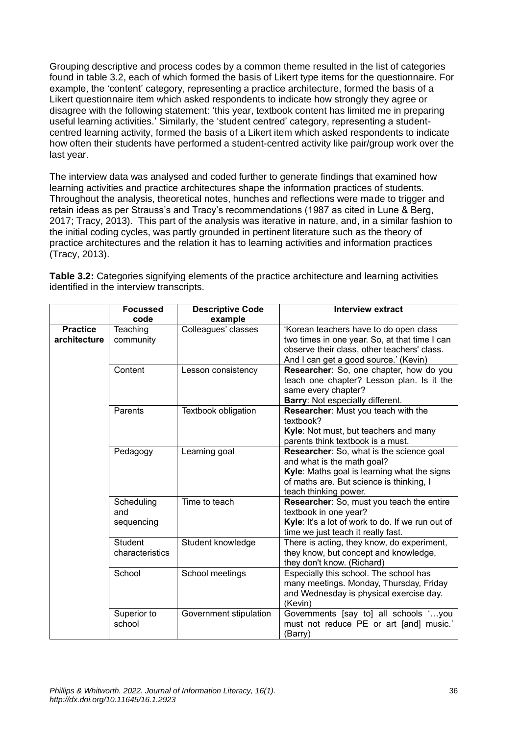Grouping descriptive and process codes by a common theme resulted in the list of categories found in table 3.2, each of which formed the basis of Likert type items for the questionnaire. For example, the 'content' category, representing a practice architecture, formed the basis of a Likert questionnaire item which asked respondents to indicate how strongly they agree or disagree with the following statement: 'this year, textbook content has limited me in preparing useful learning activities.' Similarly, the 'student centred' category, representing a student-centred learning activity, formed the basis of a Likert item which asked respondents to indicate how often their students have performed a student-centred activity like pair/group work over the last year.

The interview data was analysed and coded further to generate findings that examined how learning activities and practice architectures shape the information practices of students. Throughout the analysis, theoretical notes, hunches and reflections were made to trigger and retain ideas as per Strauss's and Tracy's recommendations (1987 as cited in Lune & Berg, 2017; Tracy, 2013). This part of the analysis was iterative in nature, and, in a similar fashion to the initial coding cycles, was partly grounded in pertinent literature such as the theory of practice architectures and the relation it has to learning activities and information practices (Tracy, 2013).

**Table 3.2:** Categories signifying elements of the practice architecture and learning activities identified in the interview transcripts.

| | Focussed code | Descriptive Code example | Interview extract |
|---|---|---|---|
| **Practice architecture** | Teaching community | Colleagues' classes | 'Korean teachers have to do open class two times in one year. So, at that time I can observe their class, other teachers' class. And I can get a good source.' (Kevin) |
| | Content | Lesson consistency | **Researcher**: So, one chapter, how do you teach one chapter? Lesson plan. Is it the same every chapter? **Barry**: Not especially different. |
| | Parents | Textbook obligation | **Researcher**: Must you teach with the textbook? **Kyle**: Not must, but teachers and many parents think textbook is a must. |
| | Pedagogy | Learning goal | **Researcher**: So, what is the science goal and what is the math goal? **Kyle**: Maths goal is learning what the signs of maths are. But science is thinking, I teach thinking power. |
| | Scheduling and sequencing | Time to teach | **Researcher**: So, must you teach the entire textbook in one year? **Kyle**: It's a lot of work to do. If we run out of time we just teach it really fast. |
| | Student characteristics | Student knowledge | There is acting, they know, do experiment, they know, but concept and knowledge, they don't know. (Richard) |
| | School | School meetings | Especially this school. The school has many meetings. Monday, Thursday, Friday and Wednesday is physical exercise day. (Kevin) |
| | Superior to school | Government stipulation | Governments [say to] all schools '…you must not reduce PE or art [and] music.' (Barry) |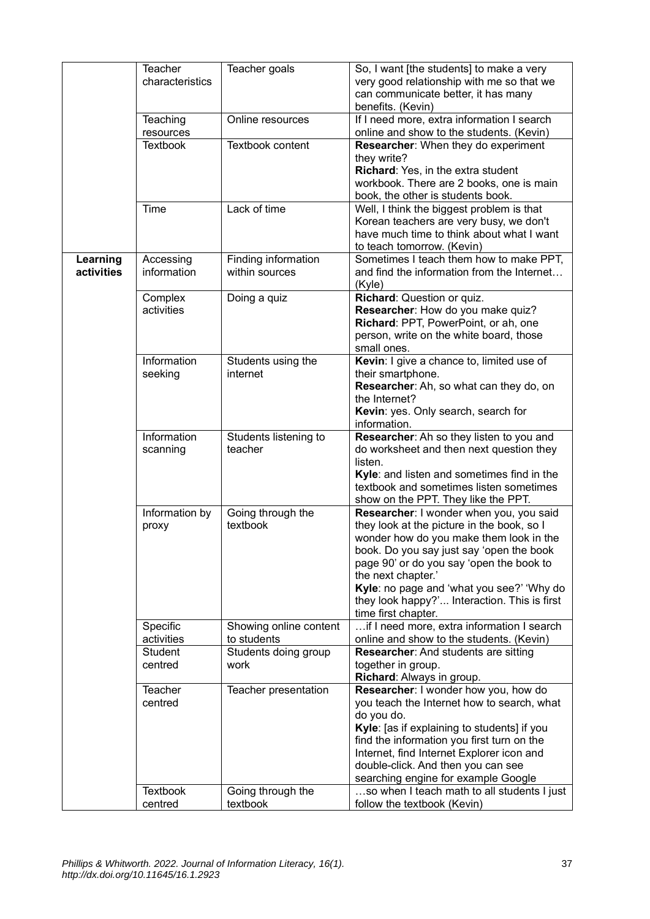|  | Teacher characteristics | Teacher goals | So, I want [the students] to make a very very good relationship with me so that we can communicate better, it has many benefits. (Kevin) |
|---|---|---|---|
|  | Teaching resources | Online resources | If I need more, extra information I search online and show to the students. (Kevin) |
|  | Textbook | Textbook content | **Researcher**: When they do experiment they write? **Richard**: Yes, in the extra student workbook. There are 2 books, one is main book, the other is students book. |
|  | Time | Lack of time | Well, I think the biggest problem is that Korean teachers are very busy, we don't have much time to think about what I want to teach tomorrow. (Kevin) |
| **Learning activities** | Accessing information | Finding information within sources | Sometimes I teach them how to make PPT, and find the information from the Internet… (Kyle) |
|  | Complex activities | Doing a quiz | **Richard**: Question or quiz. **Researcher**: How do you make quiz? **Richard**: PPT, PowerPoint, or ah, one person, write on the white board, those small ones. |
|  | Information seeking | Students using the internet | **Kevin**: I give a chance to, limited use of their smartphone. **Researcher**: Ah, so what can they do, on the Internet? **Kevin**: yes. Only search, search for information. |
|  | Information scanning | Students listening to teacher | **Researcher**: Ah so they listen to you and do worksheet and then next question they listen. **Kyle**: and listen and sometimes find in the textbook and sometimes listen sometimes show on the PPT. They like the PPT. |
|  | Information by proxy | Going through the textbook | **Researcher**: I wonder when you, you said they look at the picture in the book, so I wonder how do you make them look in the book. Do you say just say 'open the book page 90' or do you say 'open the book to the next chapter.' **Kyle**: no page and 'what you see?' 'Why do they look happy?'... Interaction. This is first time first chapter. |
|  | Specific activities | Showing online content to students | …if I need more, extra information I search online and show to the students. (Kevin) |
|  | Student centred | Students doing group work | **Researcher**: And students are sitting together in group. **Richard**: Always in group. |
|  | Teacher centred | Teacher presentation | **Researcher**: I wonder how you, how do you teach the Internet how to search, what do you do. **Kyle**: [as if explaining to students] if you find the information you first turn on the Internet, find Internet Explorer icon and double-click. And then you can see searching engine for example Google |
|  | Textbook centred | Going through the textbook | …so when I teach math to all students I just follow the textbook (Kevin) |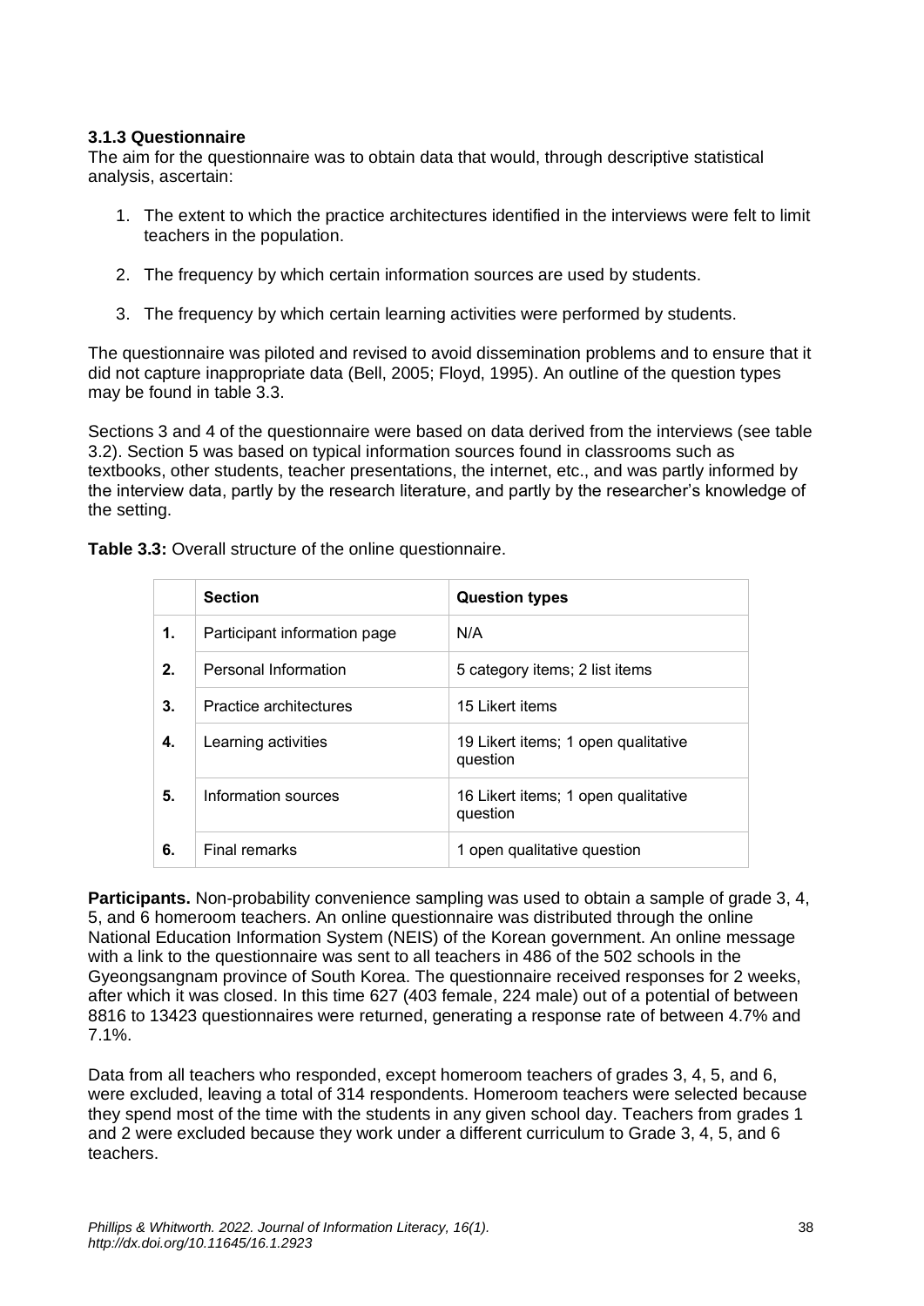### 3.1.3 Questionnaire

The aim for the questionnaire was to obtain data that would, through descriptive statistical analysis, ascertain:

1. The extent to which the practice architectures identified in the interviews were felt to limit teachers in the population.
2. The frequency by which certain information sources are used by students.
3. The frequency by which certain learning activities were performed by students.

The questionnaire was piloted and revised to avoid dissemination problems and to ensure that it did not capture inappropriate data (Bell, 2005; Floyd, 1995). An outline of the question types may be found in table 3.3.

Sections 3 and 4 of the questionnaire were based on data derived from the interviews (see table 3.2). Section 5 was based on typical information sources found in classrooms such as textbooks, other students, teacher presentations, the internet, etc., and was partly informed by the interview data, partly by the research literature, and partly by the researcher's knowledge of the setting.

**Table 3.3:** Overall structure of the online questionnaire.

| | Section | Question types |
|---|---|---|
| **1.** | Participant information page | N/A |
| **2.** | Personal Information | 5 category items; 2 list items |
| **3.** | Practice architectures | 15 Likert items |
| **4.** | Learning activities | 19 Likert items; 1 open qualitative question |
| **5.** | Information sources | 16 Likert items; 1 open qualitative question |
| **6.** | Final remarks | 1 open qualitative question |

**Participants.** Non-probability convenience sampling was used to obtain a sample of grade 3, 4, 5, and 6 homeroom teachers. An online questionnaire was distributed through the online National Education Information System (NEIS) of the Korean government. An online message with a link to the questionnaire was sent to all teachers in 486 of the 502 schools in the Gyeongsangnam province of South Korea. The questionnaire received responses for 2 weeks, after which it was closed. In this time 627 (403 female, 224 male) out of a potential of between 8816 to 13423 questionnaires were returned, generating a response rate of between 4.7% and 7.1%.

Data from all teachers who responded, except homeroom teachers of grades 3, 4, 5, and 6, were excluded, leaving a total of 314 respondents. Homeroom teachers were selected because they spend most of the time with the students in any given school day. Teachers from grades 1 and 2 were excluded because they work under a different curriculum to Grade 3, 4, 5, and 6 teachers.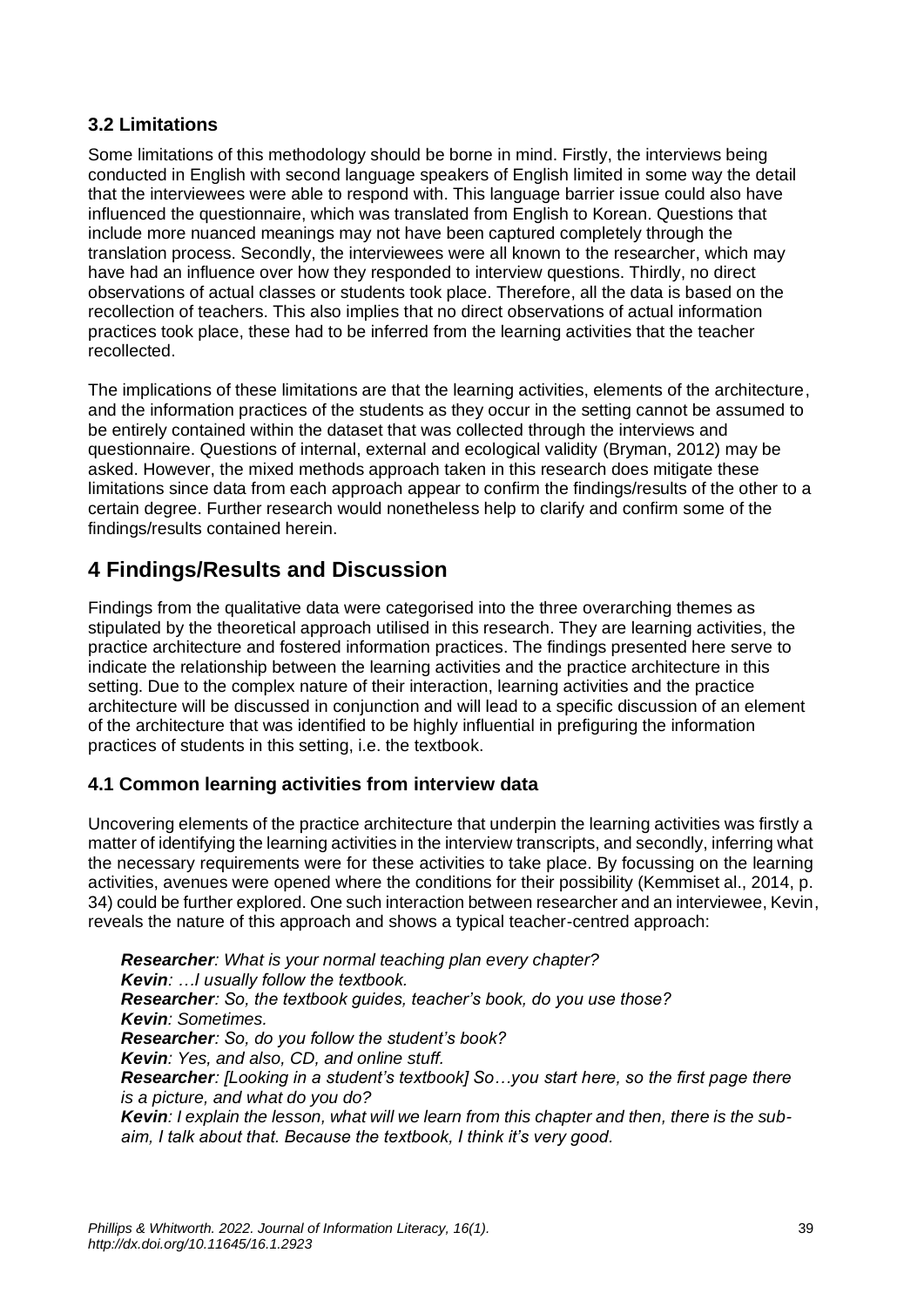### 3.2 Limitations

Some limitations of this methodology should be borne in mind. Firstly, the interviews being conducted in English with second language speakers of English limited in some way the detail that the interviewees were able to respond with. This language barrier issue could also have influenced the questionnaire, which was translated from English to Korean. Questions that include more nuanced meanings may not have been captured completely through the translation process. Secondly, the interviewees were all known to the researcher, which may have had an influence over how they responded to interview questions. Thirdly, no direct observations of actual classes or students took place. Therefore, all the data is based on the recollection of teachers. This also implies that no direct observations of actual information practices took place, these had to be inferred from the learning activities that the teacher recollected.

The implications of these limitations are that the learning activities, elements of the architecture, and the information practices of the students as they occur in the setting cannot be assumed to be entirely contained within the dataset that was collected through the interviews and questionnaire. Questions of internal, external and ecological validity (Bryman, 2012) may be asked. However, the mixed methods approach taken in this research does mitigate these limitations since data from each approach appear to confirm the findings/results of the other to a certain degree. Further research would nonetheless help to clarify and confirm some of the findings/results contained herein.

## 4 Findings/Results and Discussion

Findings from the qualitative data were categorised into the three overarching themes as stipulated by the theoretical approach utilised in this research. They are learning activities, the practice architecture and fostered information practices. The findings presented here serve to indicate the relationship between the learning activities and the practice architecture in this setting. Due to the complex nature of their interaction, learning activities and the practice architecture will be discussed in conjunction and will lead to a specific discussion of an element of the architecture that was identified to be highly influential in prefiguring the information practices of students in this setting, i.e. the textbook.

### 4.1 Common learning activities from interview data

Uncovering elements of the practice architecture that underpin the learning activities was firstly a matter of identifying the learning activities in the interview transcripts, and secondly, inferring what the necessary requirements were for these activities to take place. By focussing on the learning activities, avenues were opened where the conditions for their possibility (Kemmiset al., 2014, p. 34) could be further explored. One such interaction between researcher and an interviewee, Kevin, reveals the nature of this approach and shows a typical teacher-centred approach:

> ***Researcher****: What is your normal teaching plan every chapter?*
> ***Kevin****: …I usually follow the textbook.*
> ***Researcher****: So, the textbook guides, teacher's book, do you use those?*
> ***Kevin****: Sometimes.*
> ***Researcher****: So, do you follow the student's book?*
> ***Kevin****: Yes, and also, CD, and online stuff.*
> ***Researcher****: [Looking in a student's textbook] So…you start here, so the first page there is a picture, and what do you do?*
> ***Kevin****: I explain the lesson, what will we learn from this chapter and then, there is the sub-aim, I talk about that. Because the textbook, I think it's very good.*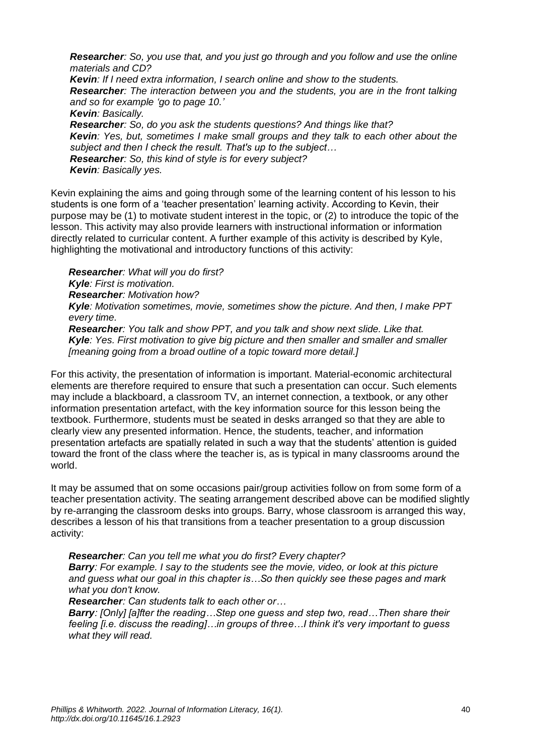***Researcher**: So, you use that, and you just go through and you follow and use the online materials and CD?*
***Kevin**: If I need extra information, I search online and show to the students.*
***Researcher**: The interaction between you and the students, you are in the front talking and so for example 'go to page 10.'*
***Kevin**: Basically.*
***Researcher**: So, do you ask the students questions? And things like that?*
***Kevin**: Yes, but, sometimes I make small groups and they talk to each other about the subject and then I check the result. That's up to the subject…*
***Researcher**: So, this kind of style is for every subject?*
***Kevin**: Basically yes.*

Kevin explaining the aims and going through some of the learning content of his lesson to his students is one form of a 'teacher presentation' learning activity. According to Kevin, their purpose may be (1) to motivate student interest in the topic, or (2) to introduce the topic of the lesson. This activity may also provide learners with instructional information or information directly related to curricular content. A further example of this activity is described by Kyle, highlighting the motivational and introductory functions of this activity:

***Researcher**: What will you do first?*
***Kyle**: First is motivation.*
***Researcher**: Motivation how?*
***Kyle**: Motivation sometimes, movie, sometimes show the picture. And then, I make PPT every time.*
***Researcher**: You talk and show PPT, and you talk and show next slide. Like that.*
***Kyle**: Yes. First motivation to give big picture and then smaller and smaller and smaller [meaning going from a broad outline of a topic toward more detail.]*

For this activity, the presentation of information is important. Material-economic architectural elements are therefore required to ensure that such a presentation can occur. Such elements may include a blackboard, a classroom TV, an internet connection, a textbook, or any other information presentation artefact, with the key information source for this lesson being the textbook. Furthermore, students must be seated in desks arranged so that they are able to clearly view any presented information. Hence, the students, teacher, and information presentation artefacts are spatially related in such a way that the students' attention is guided toward the front of the class where the teacher is, as is typical in many classrooms around the world.

It may be assumed that on some occasions pair/group activities follow on from some form of a teacher presentation activity. The seating arrangement described above can be modified slightly by re-arranging the classroom desks into groups. Barry, whose classroom is arranged this way, describes a lesson of his that transitions from a teacher presentation to a group discussion activity:

***Researcher**: Can you tell me what you do first? Every chapter?*
***Barry**: For example. I say to the students see the movie, video, or look at this picture and guess what our goal in this chapter is…So then quickly see these pages and mark what you don't know.*
***Researcher**: Can students talk to each other or…*
***Barry**: [Only] [a]fter the reading…Step one guess and step two, read…Then share their feeling [i.e. discuss the reading]…in groups of three…I think it's very important to guess what they will read.*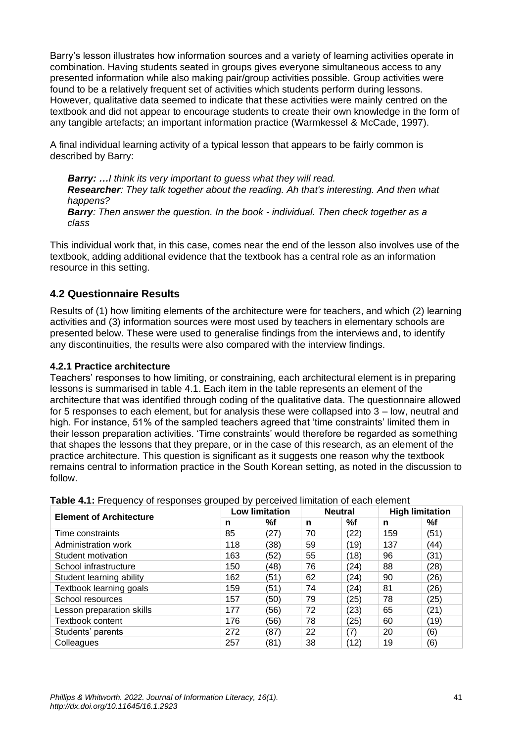Barry's lesson illustrates how information sources and a variety of learning activities operate in combination. Having students seated in groups gives everyone simultaneous access to any presented information while also making pair/group activities possible. Group activities were found to be a relatively frequent set of activities which students perform during lessons. However, qualitative data seemed to indicate that these activities were mainly centred on the textbook and did not appear to encourage students to create their own knowledge in the form of any tangible artefacts; an important information practice (Warmkessel & McCade, 1997).

A final individual learning activity of a typical lesson that appears to be fairly common is described by Barry:

> ***Barry: …****I think its very important to guess what they will read.*
> ***Researcher****: They talk together about the reading. Ah that's interesting. And then what happens?*
> ***Barry****: Then answer the question. In the book - individual. Then check together as a class*

This individual work that, in this case, comes near the end of the lesson also involves use of the textbook, adding additional evidence that the textbook has a central role as an information resource in this setting.

## 4.2 Questionnaire Results

Results of (1) how limiting elements of the architecture were for teachers, and which (2) learning activities and (3) information sources were most used by teachers in elementary schools are presented below. These were used to generalise findings from the interviews and, to identify any discontinuities, the results were also compared with the interview findings.

### 4.2.1 Practice architecture

Teachers' responses to how limiting, or constraining, each architectural element is in preparing lessons is summarised in table 4.1. Each item in the table represents an element of the architecture that was identified through coding of the qualitative data. The questionnaire allowed for 5 responses to each element, but for analysis these were collapsed into 3 – low, neutral and high. For instance, 51% of the sampled teachers agreed that 'time constraints' limited them in their lesson preparation activities. 'Time constraints' would therefore be regarded as something that shapes the lessons that they prepare, or in the case of this research, as an element of the practice architecture. This question is significant as it suggests one reason why the textbook remains central to information practice in the South Korean setting, as noted in the discussion to follow.

**Table 4.1:** Frequency of responses grouped by perceived limitation of each element

| Element of Architecture | Low limitation | | Neutral | | High limitation | |
|---|---|---|---|---|---|---|
| | n | %f | n | %f | n | %f |
| Time constraints | 85 | (27) | 70 | (22) | 159 | (51) |
| Administration work | 118 | (38) | 59 | (19) | 137 | (44) |
| Student motivation | 163 | (52) | 55 | (18) | 96 | (31) |
| School infrastructure | 150 | (48) | 76 | (24) | 88 | (28) |
| Student learning ability | 162 | (51) | 62 | (24) | 90 | (26) |
| Textbook learning goals | 159 | (51) | 74 | (24) | 81 | (26) |
| School resources | 157 | (50) | 79 | (25) | 78 | (25) |
| Lesson preparation skills | 177 | (56) | 72 | (23) | 65 | (21) |
| Textbook content | 176 | (56) | 78 | (25) | 60 | (19) |
| Students' parents | 272 | (87) | 22 | (7) | 20 | (6) |
| Colleagues | 257 | (81) | 38 | (12) | 19 | (6) |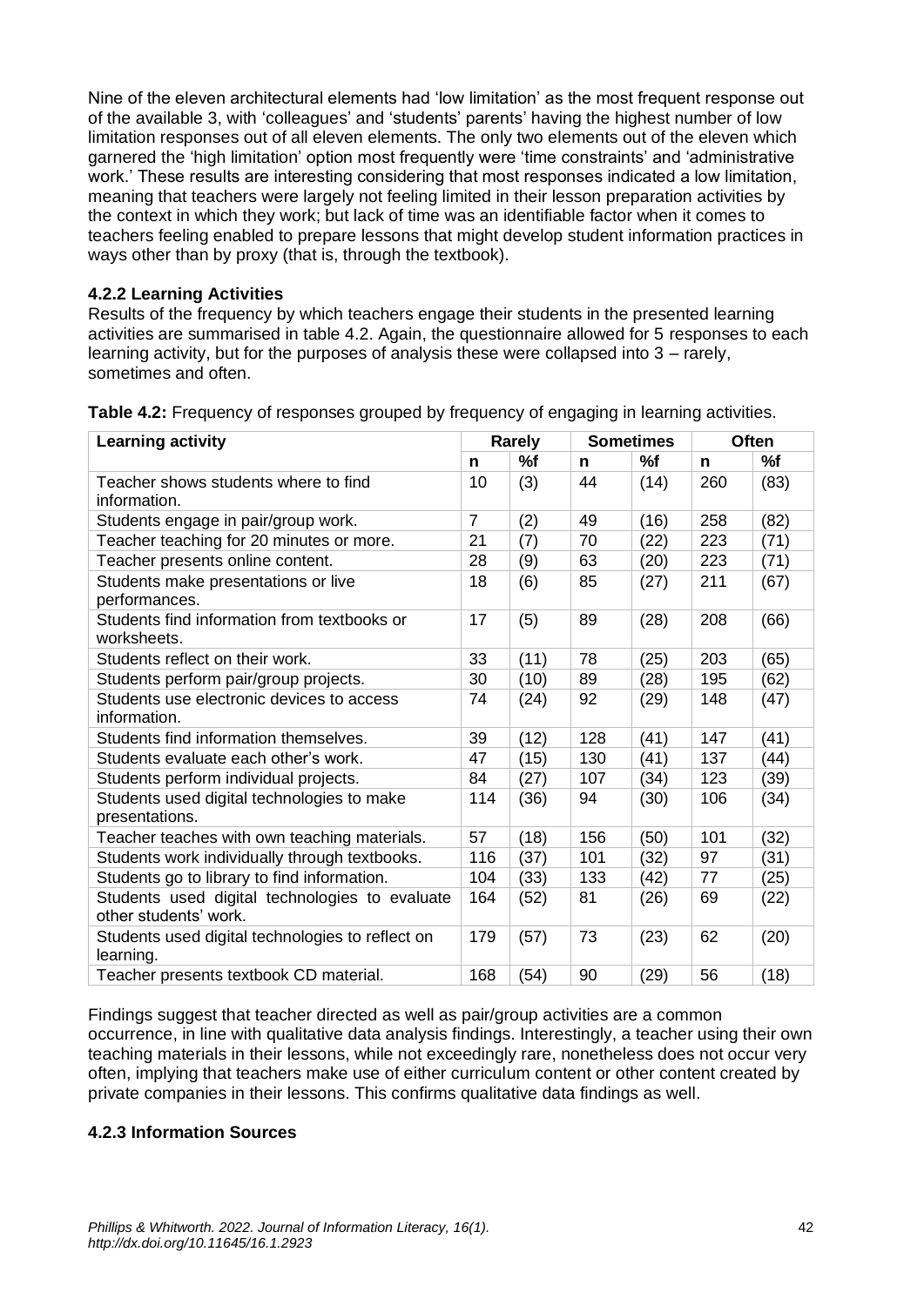Nine of the eleven architectural elements had 'low limitation' as the most frequent response out of the available 3, with 'colleagues' and 'students' parents' having the highest number of low limitation responses out of all eleven elements. The only two elements out of the eleven which garnered the 'high limitation' option most frequently were 'time constraints' and 'administrative work.' These results are interesting considering that most responses indicated a low limitation, meaning that teachers were largely not feeling limited in their lesson preparation activities by the context in which they work; but lack of time was an identifiable factor when it comes to teachers feeling enabled to prepare lessons that might develop student information practices in ways other than by proxy (that is, through the textbook).

### 4.2.2 Learning Activities

Results of the frequency by which teachers engage their students in the presented learning activities are summarised in table 4.2. Again, the questionnaire allowed for 5 responses to each learning activity, but for the purposes of analysis these were collapsed into 3 – rarely, sometimes and often.

**Table 4.2:** Frequency of responses grouped by frequency of engaging in learning activities.

| Learning activity | Rarely | | Sometimes | | Often | |
|---|---|---|---|---|---|---|
| | n | %f | n | %f | n | %f |
| Teacher shows students where to find information. | 10 | (3) | 44 | (14) | 260 | (83) |
| Students engage in pair/group work. | 7 | (2) | 49 | (16) | 258 | (82) |
| Teacher teaching for 20 minutes or more. | 21 | (7) | 70 | (22) | 223 | (71) |
| Teacher presents online content. | 28 | (9) | 63 | (20) | 223 | (71) |
| Students make presentations or live performances. | 18 | (6) | 85 | (27) | 211 | (67) |
| Students find information from textbooks or worksheets. | 17 | (5) | 89 | (28) | 208 | (66) |
| Students reflect on their work. | 33 | (11) | 78 | (25) | 203 | (65) |
| Students perform pair/group projects. | 30 | (10) | 89 | (28) | 195 | (62) |
| Students use electronic devices to access information. | 74 | (24) | 92 | (29) | 148 | (47) |
| Students find information themselves. | 39 | (12) | 128 | (41) | 147 | (41) |
| Students evaluate each other's work. | 47 | (15) | 130 | (41) | 137 | (44) |
| Students perform individual projects. | 84 | (27) | 107 | (34) | 123 | (39) |
| Students used digital technologies to make presentations. | 114 | (36) | 94 | (30) | 106 | (34) |
| Teacher teaches with own teaching materials. | 57 | (18) | 156 | (50) | 101 | (32) |
| Students work individually through textbooks. | 116 | (37) | 101 | (32) | 97 | (31) |
| Students go to library to find information. | 104 | (33) | 133 | (42) | 77 | (25) |
| Students used digital technologies to evaluate other students' work. | 164 | (52) | 81 | (26) | 69 | (22) |
| Students used digital technologies to reflect on learning. | 179 | (57) | 73 | (23) | 62 | (20) |
| Teacher presents textbook CD material. | 168 | (54) | 90 | (29) | 56 | (18) |

Findings suggest that teacher directed as well as pair/group activities are a common occurrence, in line with qualitative data analysis findings. Interestingly, a teacher using their own teaching materials in their lessons, while not exceedingly rare, nonetheless does not occur very often, implying that teachers make use of either curriculum content or other content created by private companies in their lessons. This confirms qualitative data findings as well.

### 4.2.3 Information Sources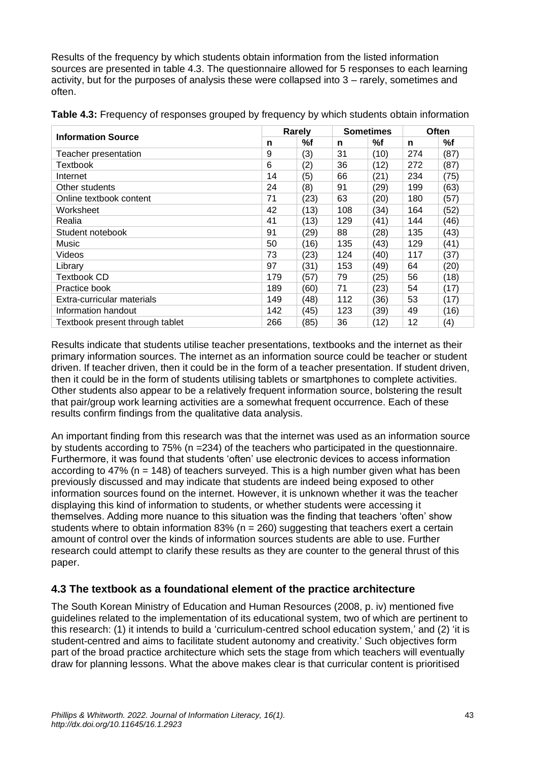Results of the frequency by which students obtain information from the listed information sources are presented in table 4.3. The questionnaire allowed for 5 responses to each learning activity, but for the purposes of analysis these were collapsed into 3 – rarely, sometimes and often.

**Table 4.3:** Frequency of responses grouped by frequency by which students obtain information

| Information Source | Rarely | | Sometimes | | Often | |
|---|---|---|---|---|---|---|
| | n | %f | n | %f | n | %f |
| Teacher presentation | 9 | (3) | 31 | (10) | 274 | (87) |
| Textbook | 6 | (2) | 36 | (12) | 272 | (87) |
| Internet | 14 | (5) | 66 | (21) | 234 | (75) |
| Other students | 24 | (8) | 91 | (29) | 199 | (63) |
| Online textbook content | 71 | (23) | 63 | (20) | 180 | (57) |
| Worksheet | 42 | (13) | 108 | (34) | 164 | (52) |
| Realia | 41 | (13) | 129 | (41) | 144 | (46) |
| Student notebook | 91 | (29) | 88 | (28) | 135 | (43) |
| Music | 50 | (16) | 135 | (43) | 129 | (41) |
| Videos | 73 | (23) | 124 | (40) | 117 | (37) |
| Library | 97 | (31) | 153 | (49) | 64 | (20) |
| Textbook CD | 179 | (57) | 79 | (25) | 56 | (18) |
| Practice book | 189 | (60) | 71 | (23) | 54 | (17) |
| Extra-curricular materials | 149 | (48) | 112 | (36) | 53 | (17) |
| Information handout | 142 | (45) | 123 | (39) | 49 | (16) |
| Textbook present through tablet | 266 | (85) | 36 | (12) | 12 | (4) |

Results indicate that students utilise teacher presentations, textbooks and the internet as their primary information sources. The internet as an information source could be teacher or student driven. If teacher driven, then it could be in the form of a teacher presentation. If student driven, then it could be in the form of students utilising tablets or smartphones to complete activities. Other students also appear to be a relatively frequent information source, bolstering the result that pair/group work learning activities are a somewhat frequent occurrence. Each of these results confirm findings from the qualitative data analysis.

An important finding from this research was that the internet was used as an information source by students according to 75% (n =234) of the teachers who participated in the questionnaire. Furthermore, it was found that students 'often' use electronic devices to access information according to 47% (n = 148) of teachers surveyed. This is a high number given what has been previously discussed and may indicate that students are indeed being exposed to other information sources found on the internet. However, it is unknown whether it was the teacher displaying this kind of information to students, or whether students were accessing it themselves. Adding more nuance to this situation was the finding that teachers 'often' show students where to obtain information 83% (n = 260) suggesting that teachers exert a certain amount of control over the kinds of information sources students are able to use. Further research could attempt to clarify these results as they are counter to the general thrust of this paper.

## 4.3 The textbook as a foundational element of the practice architecture

The South Korean Ministry of Education and Human Resources (2008, p. iv) mentioned five guidelines related to the implementation of its educational system, two of which are pertinent to this research: (1) it intends to build a 'curriculum-centred school education system,' and (2) 'it is student-centred and aims to facilitate student autonomy and creativity.' Such objectives form part of the broad practice architecture which sets the stage from which teachers will eventually draw for planning lessons. What the above makes clear is that curricular content is prioritised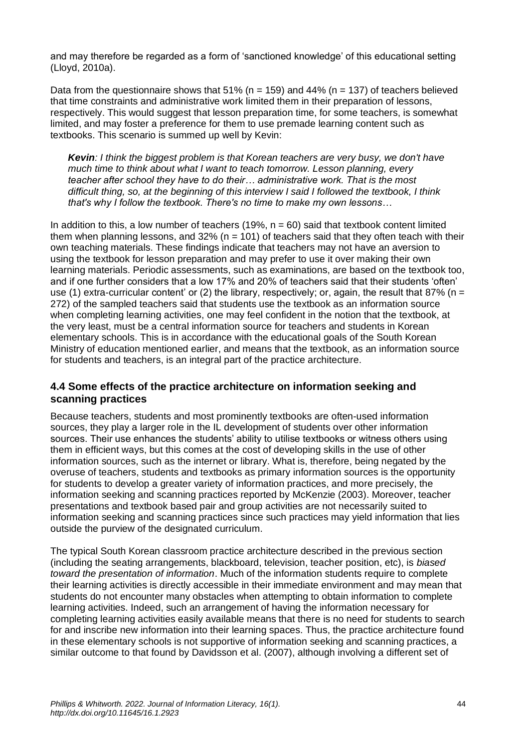and may therefore be regarded as a form of 'sanctioned knowledge' of this educational setting (Lloyd, 2010a).

Data from the questionnaire shows that 51% (n = 159) and 44% (n = 137) of teachers believed that time constraints and administrative work limited them in their preparation of lessons, respectively. This would suggest that lesson preparation time, for some teachers, is somewhat limited, and may foster a preference for them to use premade learning content such as textbooks. This scenario is summed up well by Kevin:

> ***Kevin**: I think the biggest problem is that Korean teachers are very busy, we don't have much time to think about what I want to teach tomorrow. Lesson planning, every teacher after school they have to do their… administrative work. That is the most difficult thing, so, at the beginning of this interview I said I followed the textbook, I think that's why I follow the textbook. There's no time to make my own lessons…*

In addition to this, a low number of teachers (19%, n = 60) said that textbook content limited them when planning lessons, and 32% (n = 101) of teachers said that they often teach with their own teaching materials. These findings indicate that teachers may not have an aversion to using the textbook for lesson preparation and may prefer to use it over making their own learning materials. Periodic assessments, such as examinations, are based on the textbook too, and if one further considers that a low 17% and 20% of teachers said that their students 'often' use (1) extra-curricular content' or (2) the library, respectively; or, again, the result that 87% (n = 272) of the sampled teachers said that students use the textbook as an information source when completing learning activities, one may feel confident in the notion that the textbook, at the very least, must be a central information source for teachers and students in Korean elementary schools. This is in accordance with the educational goals of the South Korean Ministry of education mentioned earlier, and means that the textbook, as an information source for students and teachers, is an integral part of the practice architecture.

### 4.4 Some effects of the practice architecture on information seeking and scanning practices

Because teachers, students and most prominently textbooks are often-used information sources, they play a larger role in the IL development of students over other information sources. Their use enhances the students' ability to utilise textbooks or witness others using them in efficient ways, but this comes at the cost of developing skills in the use of other information sources, such as the internet or library. What is, therefore, being negated by the overuse of teachers, students and textbooks as primary information sources is the opportunity for students to develop a greater variety of information practices, and more precisely, the information seeking and scanning practices reported by McKenzie (2003). Moreover, teacher presentations and textbook based pair and group activities are not necessarily suited to information seeking and scanning practices since such practices may yield information that lies outside the purview of the designated curriculum.

The typical South Korean classroom practice architecture described in the previous section (including the seating arrangements, blackboard, television, teacher position, etc), is *biased toward the presentation of information*. Much of the information students require to complete their learning activities is directly accessible in their immediate environment and may mean that students do not encounter many obstacles when attempting to obtain information to complete learning activities. Indeed, such an arrangement of having the information necessary for completing learning activities easily available means that there is no need for students to search for and inscribe new information into their learning spaces. Thus, the practice architecture found in these elementary schools is not supportive of information seeking and scanning practices, a similar outcome to that found by Davidsson et al. (2007), although involving a different set of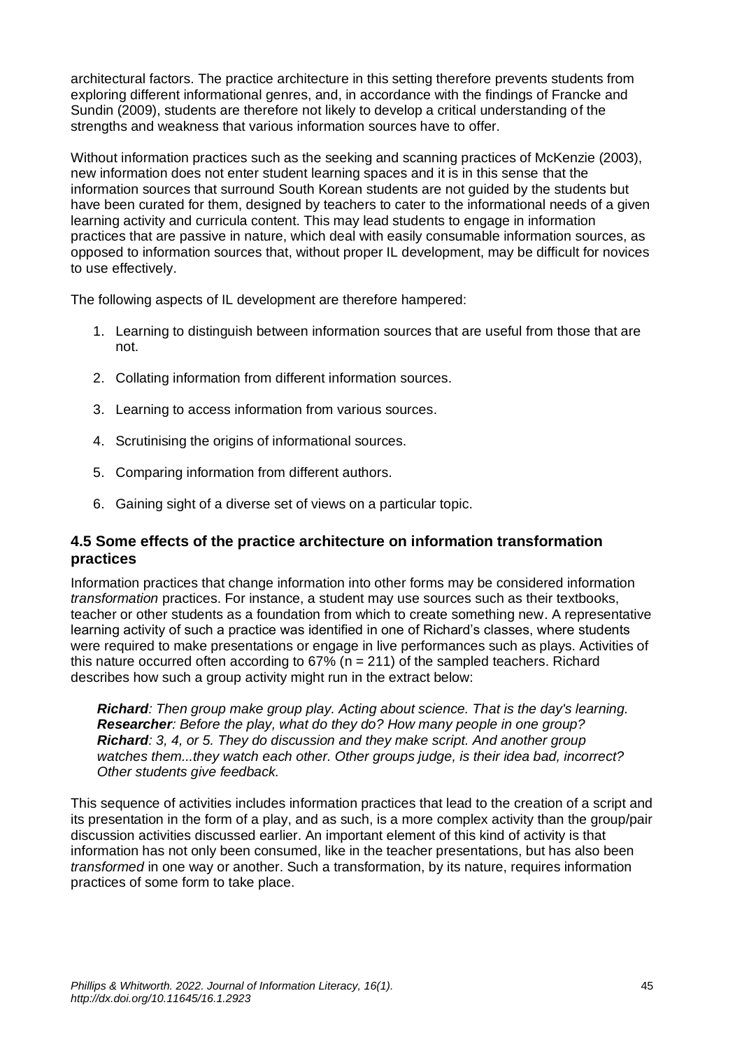architectural factors. The practice architecture in this setting therefore prevents students from exploring different informational genres, and, in accordance with the findings of Francke and Sundin (2009), students are therefore not likely to develop a critical understanding of the strengths and weakness that various information sources have to offer.

Without information practices such as the seeking and scanning practices of McKenzie (2003), new information does not enter student learning spaces and it is in this sense that the information sources that surround South Korean students are not guided by the students but have been curated for them, designed by teachers to cater to the informational needs of a given learning activity and curricula content. This may lead students to engage in information practices that are passive in nature, which deal with easily consumable information sources, as opposed to information sources that, without proper IL development, may be difficult for novices to use effectively.

The following aspects of IL development are therefore hampered:

1. Learning to distinguish between information sources that are useful from those that are not.
2. Collating information from different information sources.
3. Learning to access information from various sources.
4. Scrutinising the origins of informational sources.
5. Comparing information from different authors.
6. Gaining sight of a diverse set of views on a particular topic.

### 4.5 Some effects of the practice architecture on information transformation practices

Information practices that change information into other forms may be considered information *transformation* practices. For instance, a student may use sources such as their textbooks, teacher or other students as a foundation from which to create something new. A representative learning activity of such a practice was identified in one of Richard's classes, where students were required to make presentations or engage in live performances such as plays. Activities of this nature occurred often according to 67% (n = 211) of the sampled teachers. Richard describes how such a group activity might run in the extract below:

> ***Richard****: Then group make group play. Acting about science. That is the day's learning.*
> ***Researcher****: Before the play, what do they do? How many people in one group?*
> ***Richard****: 3, 4, or 5. They do discussion and they make script. And another group watches them...they watch each other. Other groups judge, is their idea bad, incorrect? Other students give feedback.*

This sequence of activities includes information practices that lead to the creation of a script and its presentation in the form of a play, and as such, is a more complex activity than the group/pair discussion activities discussed earlier. An important element of this kind of activity is that information has not only been consumed, like in the teacher presentations, but has also been *transformed* in one way or another. Such a transformation, by its nature, requires information practices of some form to take place.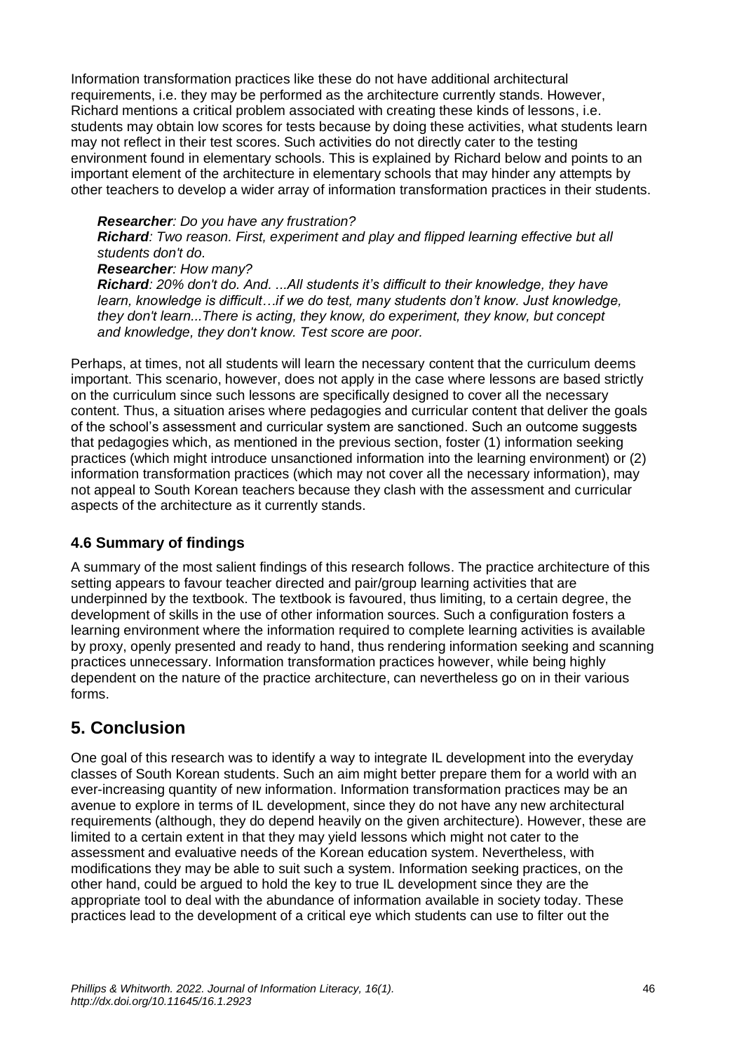Information transformation practices like these do not have additional architectural requirements, i.e. they may be performed as the architecture currently stands. However, Richard mentions a critical problem associated with creating these kinds of lessons, i.e. students may obtain low scores for tests because by doing these activities, what students learn may not reflect in their test scores. Such activities do not directly cater to the testing environment found in elementary schools. This is explained by Richard below and points to an important element of the architecture in elementary schools that may hinder any attempts by other teachers to develop a wider array of information transformation practices in their students.

> ***Researcher****: Do you have any frustration?*
> ***Richard****: Two reason. First, experiment and play and flipped learning effective but all students don't do.*
> ***Researcher****: How many?*
> ***Richard****: 20% don't do. And. ...All students it's difficult to their knowledge, they have learn, knowledge is difficult…if we do test, many students don't know. Just knowledge, they don't learn...There is acting, they know, do experiment, they know, but concept and knowledge, they don't know. Test score are poor.*

Perhaps, at times, not all students will learn the necessary content that the curriculum deems important. This scenario, however, does not apply in the case where lessons are based strictly on the curriculum since such lessons are specifically designed to cover all the necessary content. Thus, a situation arises where pedagogies and curricular content that deliver the goals of the school's assessment and curricular system are sanctioned. Such an outcome suggests that pedagogies which, as mentioned in the previous section, foster (1) information seeking practices (which might introduce unsanctioned information into the learning environment) or (2) information transformation practices (which may not cover all the necessary information), may not appeal to South Korean teachers because they clash with the assessment and curricular aspects of the architecture as it currently stands.

### 4.6 Summary of findings

A summary of the most salient findings of this research follows. The practice architecture of this setting appears to favour teacher directed and pair/group learning activities that are underpinned by the textbook. The textbook is favoured, thus limiting, to a certain degree, the development of skills in the use of other information sources. Such a configuration fosters a learning environment where the information required to complete learning activities is available by proxy, openly presented and ready to hand, thus rendering information seeking and scanning practices unnecessary. Information transformation practices however, while being highly dependent on the nature of the practice architecture, can nevertheless go on in their various forms.

## 5. Conclusion

One goal of this research was to identify a way to integrate IL development into the everyday classes of South Korean students. Such an aim might better prepare them for a world with an ever-increasing quantity of new information. Information transformation practices may be an avenue to explore in terms of IL development, since they do not have any new architectural requirements (although, they do depend heavily on the given architecture). However, these are limited to a certain extent in that they may yield lessons which might not cater to the assessment and evaluative needs of the Korean education system. Nevertheless, with modifications they may be able to suit such a system. Information seeking practices, on the other hand, could be argued to hold the key to true IL development since they are the appropriate tool to deal with the abundance of information available in society today. These practices lead to the development of a critical eye which students can use to filter out the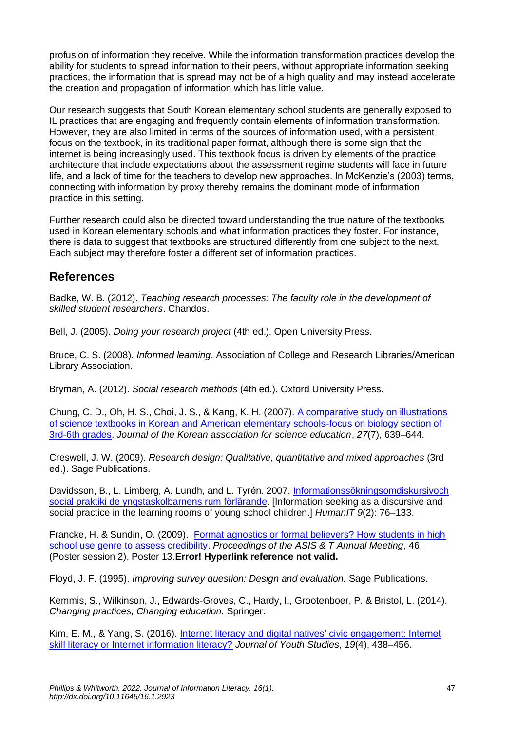profusion of information they receive. While the information transformation practices develop the ability for students to spread information to their peers, without appropriate information seeking practices, the information that is spread may not be of a high quality and may instead accelerate the creation and propagation of information which has little value.

Our research suggests that South Korean elementary school students are generally exposed to IL practices that are engaging and frequently contain elements of information transformation. However, they are also limited in terms of the sources of information used, with a persistent focus on the textbook, in its traditional paper format, although there is some sign that the internet is being increasingly used. This textbook focus is driven by elements of the practice architecture that include expectations about the assessment regime students will face in future life, and a lack of time for the teachers to develop new approaches. In McKenzie's (2003) terms, connecting with information by proxy thereby remains the dominant mode of information practice in this setting.

Further research could also be directed toward understanding the true nature of the textbooks used in Korean elementary schools and what information practices they foster. For instance, there is data to suggest that textbooks are structured differently from one subject to the next. Each subject may therefore foster a different set of information practices.

## References

Badke, W. B. (2012). *Teaching research processes: The faculty role in the development of skilled student researchers*. Chandos.

Bell, J. (2005). *Doing your research project* (4th ed.). Open University Press.

Bruce, C. S. (2008). *Informed learning*. Association of College and Research Libraries/American Library Association.

Bryman, A. (2012). *Social research methods* (4th ed.). Oxford University Press.

Chung, C. D., Oh, H. S., Choi, J. S., & Kang, K. H. (2007). A comparative study on illustrations of science textbooks in Korean and American elementary schools-focus on biology section of 3rd-6th grades. *Journal of the Korean association for science education*, *27*(7), 639–644.

Creswell, J. W. (2009). *Research design: Qualitative, quantitative and mixed approaches* (3rd ed.). Sage Publications.

Davidsson, B., L. Limberg, A. Lundh, and L. Tyrén. 2007. Informationssökningsomdiskursivoch social praktiki de yngstaskolbarnens rum förlärande. [Information seeking as a discursive and social practice in the learning rooms of young school children.] *HumanIT 9*(2): 76–133.

Francke, H. & Sundin, O. (2009). Format agnostics or format believers? How students in high school use genre to assess credibility. *Proceedings of the ASIS & T Annual Meeting*, 46, (Poster session 2), Poster 13.**Error! Hyperlink reference not valid.**

Floyd, J. F. (1995). *Improving survey question: Design and evaluation.* Sage Publications.

Kemmis, S., Wilkinson, J., Edwards-Groves, C., Hardy, I., Grootenboer, P. & Bristol, L. (2014). *Changing practices, Changing education.* Springer.

Kim, E. M., & Yang, S. (2016). Internet literacy and digital natives' civic engagement: Internet skill literacy or Internet information literacy? *Journal of Youth Studies*, *19*(4), 438–456.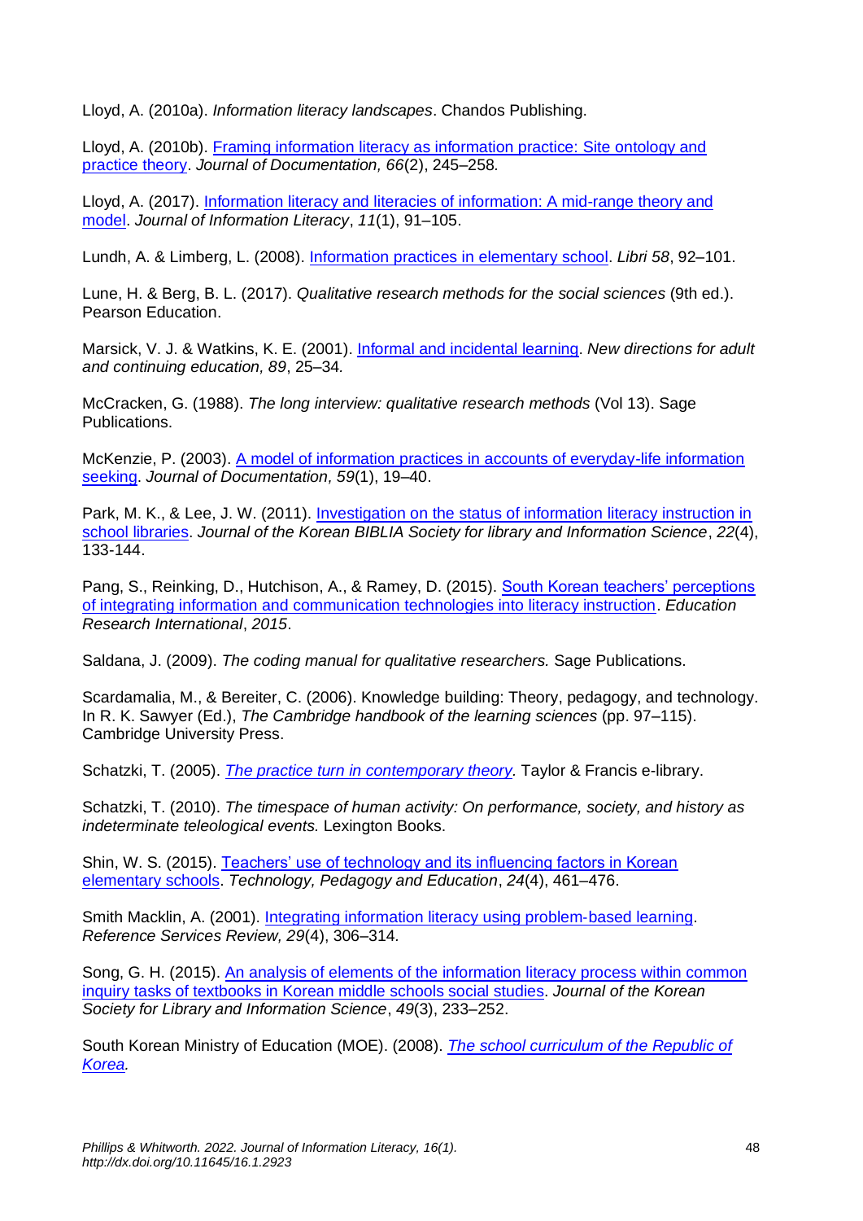Lloyd, A. (2010a). *Information literacy landscapes*. Chandos Publishing.

Lloyd, A. (2010b). Framing information literacy as information practice: Site ontology and practice theory. *Journal of Documentation, 66*(2), 245–258.

Lloyd, A. (2017). Information literacy and literacies of information: A mid-range theory and model. *Journal of Information Literacy*, *11*(1), 91–105.

Lundh, A. & Limberg, L. (2008). Information practices in elementary school. *Libri 58*, 92–101.

Lune, H. & Berg, B. L. (2017). *Qualitative research methods for the social sciences* (9th ed.). Pearson Education.

Marsick, V. J. & Watkins, K. E. (2001). Informal and incidental learning. *New directions for adult and continuing education, 89*, 25–34.

McCracken, G. (1988). *The long interview: qualitative research methods* (Vol 13). Sage Publications.

McKenzie, P. (2003). A model of information practices in accounts of everyday-life information seeking. *Journal of Documentation, 59*(1), 19–40.

Park, M. K., & Lee, J. W. (2011). Investigation on the status of information literacy instruction in school libraries. *Journal of the Korean BIBLIA Society for library and Information Science*, *22*(4), 133-144.

Pang, S., Reinking, D., Hutchison, A., & Ramey, D. (2015). South Korean teachers' perceptions of integrating information and communication technologies into literacy instruction. *Education Research International*, *2015*.

Saldana, J. (2009). *The coding manual for qualitative researchers.* Sage Publications.

Scardamalia, M., & Bereiter, C. (2006). Knowledge building: Theory, pedagogy, and technology. In R. K. Sawyer (Ed.), *The Cambridge handbook of the learning sciences* (pp. 97–115). Cambridge University Press.

Schatzki, T. (2005). *The practice turn in contemporary theory.* Taylor & Francis e-library.

Schatzki, T. (2010). *The timespace of human activity: On performance, society, and history as indeterminate teleological events.* Lexington Books.

Shin, W. S. (2015). Teachers' use of technology and its influencing factors in Korean elementary schools. *Technology, Pedagogy and Education*, *24*(4), 461–476.

Smith Macklin, A. (2001). Integrating information literacy using problem-based learning. *Reference Services Review, 29*(4), 306–314.

Song, G. H. (2015). An analysis of elements of the information literacy process within common inquiry tasks of textbooks in Korean middle schools social studies. *Journal of the Korean Society for Library and Information Science*, *49*(3), 233–252.

South Korean Ministry of Education (MOE). (2008). *The school curriculum of the Republic of Korea.*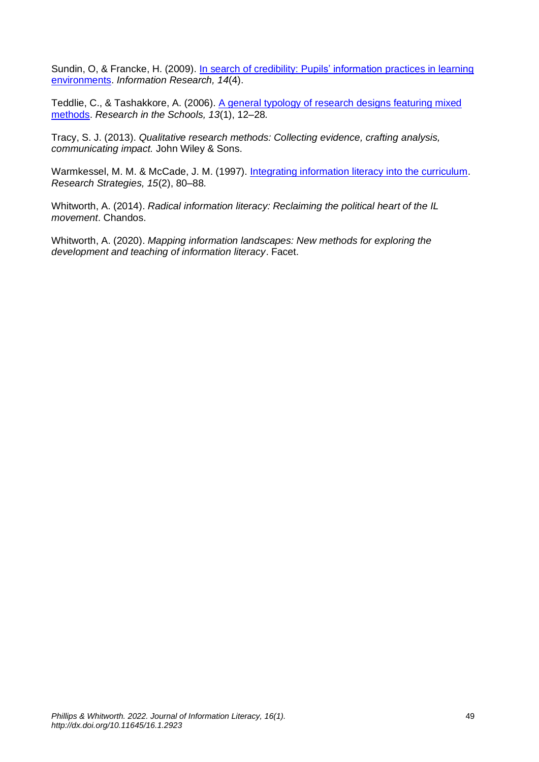Sundin, O, & Francke, H. (2009). In search of credibility: Pupils' information practices in learning environments. *Information Research, 14*(4).

Teddlie, C., & Tashakkore, A. (2006). A general typology of research designs featuring mixed methods. *Research in the Schools, 13*(1), 12–28.

Tracy, S. J. (2013). *Qualitative research methods: Collecting evidence, crafting analysis, communicating impact.* John Wiley & Sons.

Warmkessel, M. M. & McCade, J. M. (1997). Integrating information literacy into the curriculum. *Research Strategies, 15*(2), 80–88.

Whitworth, A. (2014). *Radical information literacy: Reclaiming the political heart of the IL movement*. Chandos.

Whitworth, A. (2020). *Mapping information landscapes: New methods for exploring the development and teaching of information literacy*. Facet.